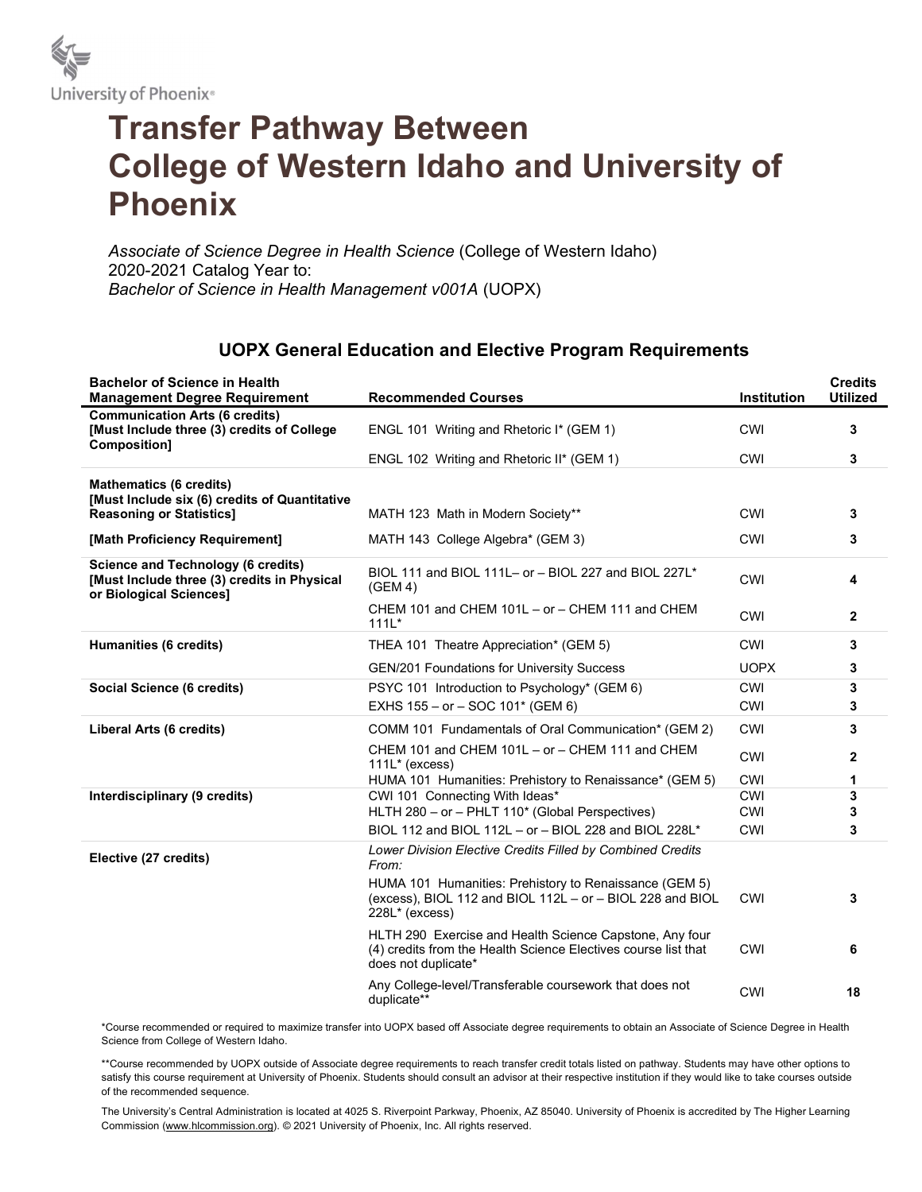University of Phoenix®

# Transfer Pathway Between College of Western Idaho and University of Phoenix

*Associate of Science Degree in Health Science* (College of Western Idaho)
2020-2021 Catalog Year to:
*Bachelor of Science in Health Management v001A* (UOPX)

## UOPX General Education and Elective Program Requirements

| Bachelor of Science in Health Management Degree Requirement | Recommended Courses | Institution | Credits Utilized |
|---|---|---|---|
| **Communication Arts (6 credits) [Must Include three (3) credits of College Composition]** | ENGL 101 Writing and Rhetoric I* (GEM 1) | CWI | **3** |
| | ENGL 102 Writing and Rhetoric II* (GEM 1) | CWI | **3** |
| **Mathematics (6 credits) [Must Include six (6) credits of Quantitative Reasoning or Statistics]** | MATH 123 Math in Modern Society** | CWI | **3** |
| **[Math Proficiency Requirement]** | MATH 143 College Algebra* (GEM 3) | CWI | **3** |
| **Science and Technology (6 credits) [Must Include three (3) credits in Physical or Biological Sciences]** | BIOL 111 and BIOL 111L– or – BIOL 227 and BIOL 227L* (GEM 4) | CWI | **4** |
| | CHEM 101 and CHEM 101L – or – CHEM 111 and CHEM 111L* | CWI | **2** |
| **Humanities (6 credits)** | THEA 101 Theatre Appreciation* (GEM 5) | CWI | **3** |
| | GEN/201 Foundations for University Success | UOPX | **3** |
| **Social Science (6 credits)** | PSYC 101 Introduction to Psychology* (GEM 6) | CWI | **3** |
| | EXHS 155 – or – SOC 101* (GEM 6) | CWI | **3** |
| **Liberal Arts (6 credits)** | COMM 101 Fundamentals of Oral Communication* (GEM 2) | CWI | **3** |
| | CHEM 101 and CHEM 101L – or – CHEM 111 and CHEM 111L* (excess) | CWI | **2** |
| | HUMA 101 Humanities: Prehistory to Renaissance* (GEM 5) | CWI | **1** |
| **Interdisciplinary (9 credits)** | CWI 101 Connecting With Ideas* | CWI | **3** |
| | HLTH 280 – or – PHLT 110* (Global Perspectives) | CWI | **3** |
| | BIOL 112 and BIOL 112L – or – BIOL 228 and BIOL 228L* | CWI | **3** |
| **Elective (27 credits)** | *Lower Division Elective Credits Filled by Combined Credits From:* | | |
| | HUMA 101 Humanities: Prehistory to Renaissance (GEM 5) (excess), BIOL 112 and BIOL 112L – or – BIOL 228 and BIOL 228L* (excess) | CWI | **3** |
| | HLTH 290 Exercise and Health Science Capstone, Any four (4) credits from the Health Science Electives course list that does not duplicate* | CWI | **6** |
| | Any College-level/Transferable coursework that does not duplicate** | CWI | **18** |

*Course recommended or required to maximize transfer into UOPX based off Associate degree requirements to obtain an Associate of Science Degree in Health Science from College of Western Idaho.

**Course recommended by UOPX outside of Associate degree requirements to reach transfer credit totals listed on pathway. Students may have other options to satisfy this course requirement at University of Phoenix. Students should consult an advisor at their respective institution if they would like to take courses outside of the recommended sequence.

The University's Central Administration is located at 4025 S. Riverpoint Parkway, Phoenix, AZ 85040. University of Phoenix is accredited by The Higher Learning Commission (www.hlcommission.org). © 2021 University of Phoenix, Inc. All rights reserved.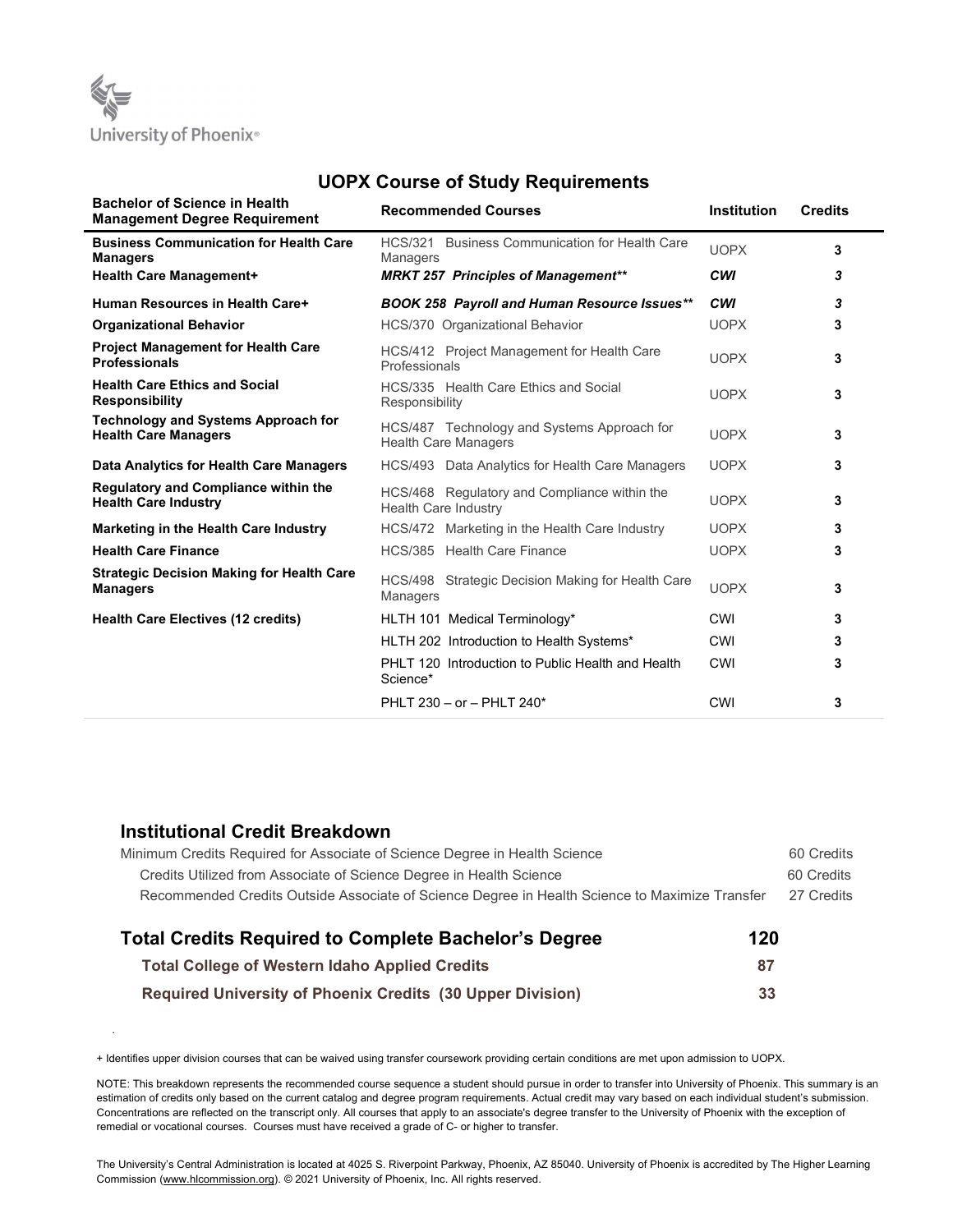University of Phoenix®

## UOPX Course of Study Requirements

| Bachelor of Science in Health Management Degree Requirement | Recommended Courses | Institution | Credits |
|---|---|---|---|
| **Business Communication for Health Care Managers** | HCS/321 Business Communication for Health Care Managers | UOPX | **3** |
| **Health Care Management+** | ***MRKT 257 Principles of Management**** | ***CWI*** | ***3*** |
| **Human Resources in Health Care+** | ***BOOK 258 Payroll and Human Resource Issues**** | ***CWI*** | ***3*** |
| **Organizational Behavior** | HCS/370 Organizational Behavior | UOPX | **3** |
| **Project Management for Health Care Professionals** | HCS/412 Project Management for Health Care Professionals | UOPX | **3** |
| **Health Care Ethics and Social Responsibility** | HCS/335 Health Care Ethics and Social Responsibility | UOPX | **3** |
| **Technology and Systems Approach for Health Care Managers** | HCS/487 Technology and Systems Approach for Health Care Managers | UOPX | **3** |
| **Data Analytics for Health Care Managers** | HCS/493 Data Analytics for Health Care Managers | UOPX | **3** |
| **Regulatory and Compliance within the Health Care Industry** | HCS/468 Regulatory and Compliance within the Health Care Industry | UOPX | **3** |
| **Marketing in the Health Care Industry** | HCS/472 Marketing in the Health Care Industry | UOPX | **3** |
| **Health Care Finance** | HCS/385 Health Care Finance | UOPX | **3** |
| **Strategic Decision Making for Health Care Managers** | HCS/498 Strategic Decision Making for Health Care Managers | UOPX | **3** |
| **Health Care Electives (12 credits)** | HLTH 101 Medical Terminology* | CWI | **3** |
| | HLTH 202 Introduction to Health Systems* | CWI | **3** |
| | PHLT 120 Introduction to Public Health and Health Science* | CWI | **3** |
| | PHLT 230 – or – PHLT 240* | CWI | **3** |

### Institutional Credit Breakdown

| | |
|---|---|
| Minimum Credits Required for Associate of Science Degree in Health Science | 60 Credits |
| Credits Utilized from Associate of Science Degree in Health Science | 60 Credits |
| Recommended Credits Outside Associate of Science Degree in Health Science to Maximize Transfer | 27 Credits |

| | |
|---|---|
| **Total Credits Required to Complete Bachelor's Degree** | **120** |
| **Total College of Western Idaho Applied Credits** | **87** |
| **Required University of Phoenix Credits (30 Upper Division)** | **33** |

+ Identifies upper division courses that can be waived using transfer coursework providing certain conditions are met upon admission to UOPX.

NOTE: This breakdown represents the recommended course sequence a student should pursue in order to transfer into University of Phoenix. This summary is an estimation of credits only based on the current catalog and degree program requirements. Actual credit may vary based on each individual student's submission. Concentrations are reflected on the transcript only. All courses that apply to an associate's degree transfer to the University of Phoenix with the exception of remedial or vocational courses. Courses must have received a grade of C- or higher to transfer.

The University's Central Administration is located at 4025 S. Riverpoint Parkway, Phoenix, AZ 85040. University of Phoenix is accredited by The Higher Learning Commission (www.hlcommission.org). © 2021 University of Phoenix, Inc. All rights reserved.